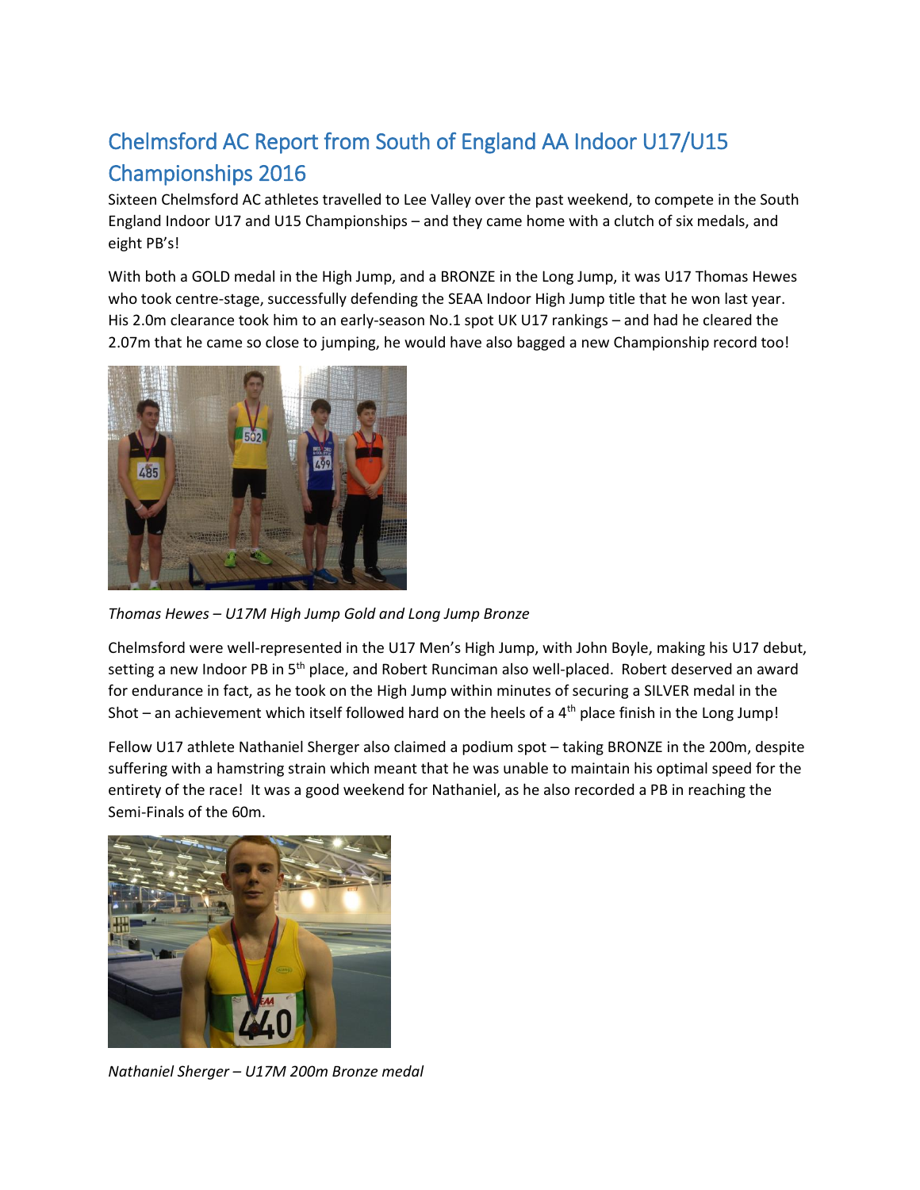# Chelmsford AC Report from South of England AA Indoor U17/U15 Championships 2016

Sixteen Chelmsford AC athletes travelled to Lee Valley over the past weekend, to compete in the South England Indoor U17 and U15 Championships – and they came home with a clutch of six medals, and eight PB's!

With both a GOLD medal in the High Jump, and a BRONZE in the Long Jump, it was U17 Thomas Hewes who took centre-stage, successfully defending the SEAA Indoor High Jump title that he won last year. His 2.0m clearance took him to an early-season No.1 spot UK U17 rankings – and had he cleared the 2.07m that he came so close to jumping, he would have also bagged a new Championship record too!

*Thomas Hewes – U17M High Jump Gold and Long Jump Bronze*

Chelmsford were well-represented in the U17 Men's High Jump, with John Boyle, making his U17 debut, setting a new Indoor PB in 5th place, and Robert Runciman also well-placed. Robert deserved an award for endurance in fact, as he took on the High Jump within minutes of securing a SILVER medal in the Shot – an achievement which itself followed hard on the heels of a 4th place finish in the Long Jump!

Fellow U17 athlete Nathaniel Sherger also claimed a podium spot – taking BRONZE in the 200m, despite suffering with a hamstring strain which meant that he was unable to maintain his optimal speed for the entirety of the race! It was a good weekend for Nathaniel, as he also recorded a PB in reaching the Semi-Finals of the 60m.

*Nathaniel Sherger – U17M 200m Bronze medal*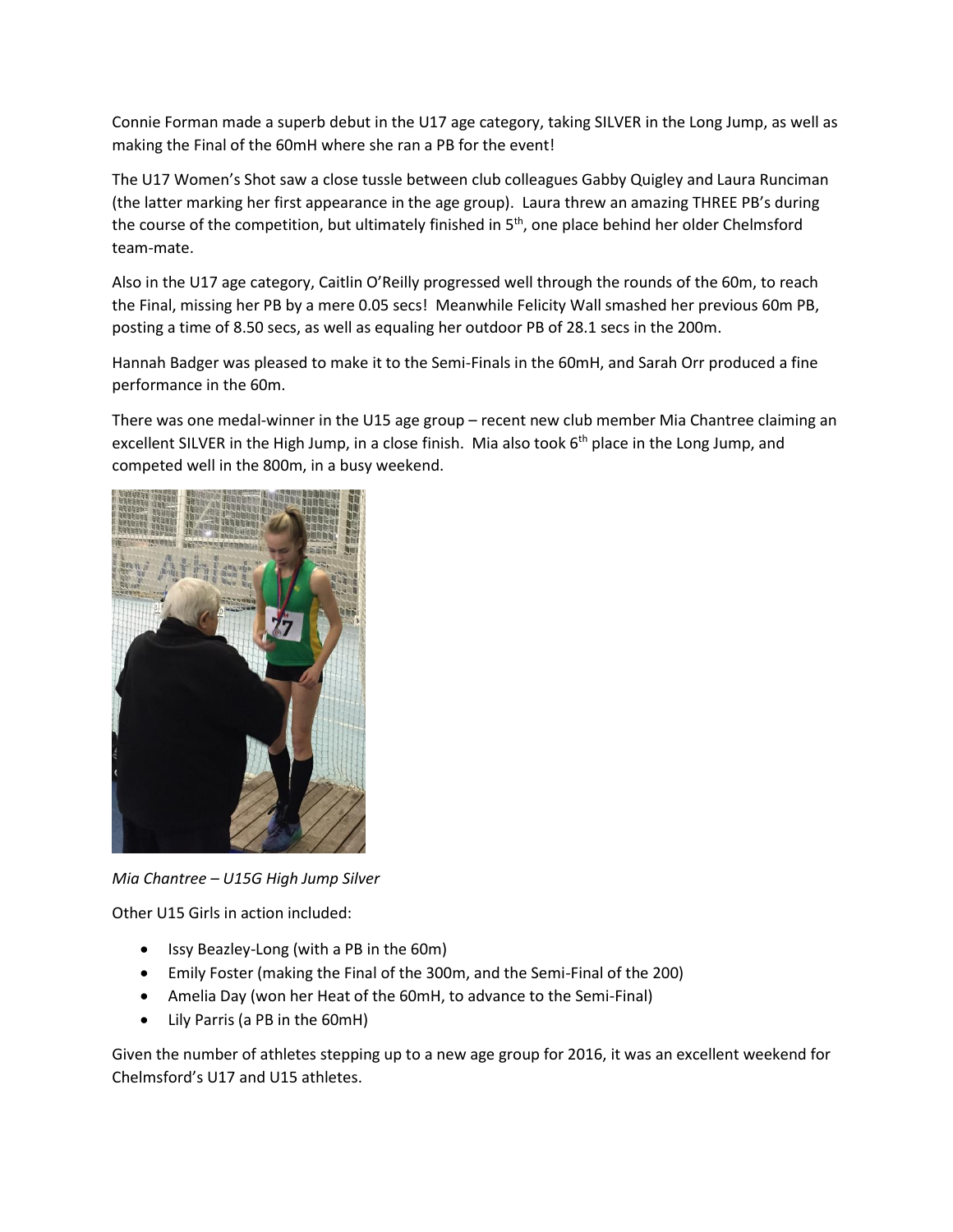Connie Forman made a superb debut in the U17 age category, taking SILVER in the Long Jump, as well as making the Final of the 60mH where she ran a PB for the event!

The U17 Women's Shot saw a close tussle between club colleagues Gabby Quigley and Laura Runciman (the latter marking her first appearance in the age group). Laura threw an amazing THREE PB's during the course of the competition, but ultimately finished in 5th, one place behind her older Chelmsford team-mate.

Also in the U17 age category, Caitlin O'Reilly progressed well through the rounds of the 60m, to reach the Final, missing her PB by a mere 0.05 secs! Meanwhile Felicity Wall smashed her previous 60m PB, posting a time of 8.50 secs, as well as equaling her outdoor PB of 28.1 secs in the 200m.

Hannah Badger was pleased to make it to the Semi-Finals in the 60mH, and Sarah Orr produced a fine performance in the 60m.

There was one medal-winner in the U15 age group – recent new club member Mia Chantree claiming an excellent SILVER in the High Jump, in a close finish. Mia also took 6th place in the Long Jump, and competed well in the 800m, in a busy weekend.

*Mia Chantree – U15G High Jump Silver*

Other U15 Girls in action included:

- Issy Beazley-Long (with a PB in the 60m)
- Emily Foster (making the Final of the 300m, and the Semi-Final of the 200)
- Amelia Day (won her Heat of the 60mH, to advance to the Semi-Final)
- Lily Parris (a PB in the 60mH)

Given the number of athletes stepping up to a new age group for 2016, it was an excellent weekend for Chelmsford's U17 and U15 athletes.